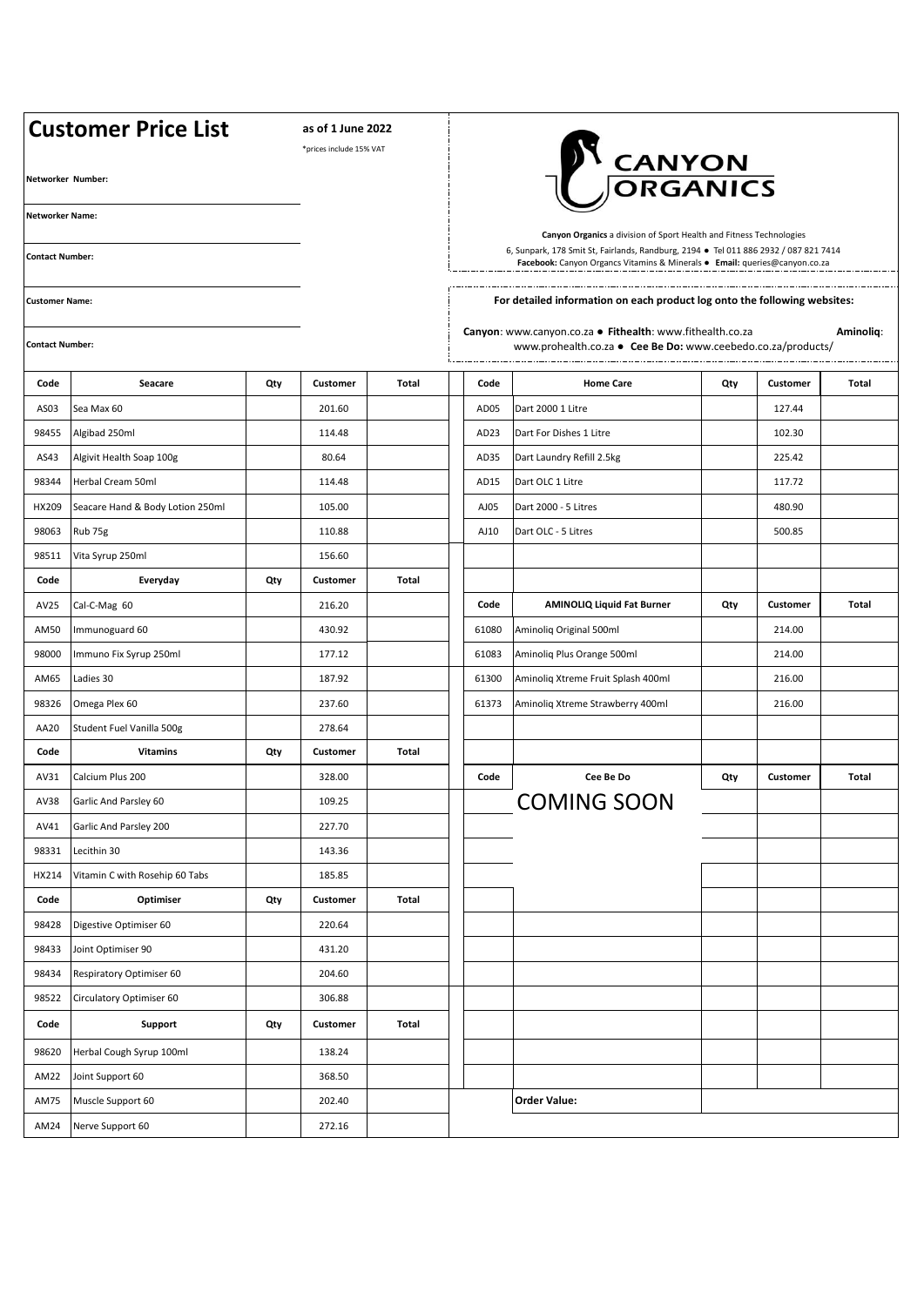# Customer Price List

**as of 1 June 2022**

*prices include 15% VAT

**Networker Number:**

**Networker Name:**

**Contact Number:**

**Customer Name:**

**Contact Number:**

CANYON ORGANICS

**Canyon Organics** a division of Sport Health and Fitness Technologies

6, Sunpark, 178 Smit St, Fairlands, Randburg, 2194 ● Tel 011 886 2932 / 087 821 7414

**Facebook:** Canyon Organcs Vitamins & Minerals ● **Email:** queries@canyon.co.za

**For detailed information on each product log onto the following websites:**

**Canyon**: www.canyon.co.za ● **Fithealth**: www.fithealth.co.za **Aminoliq**: www.prohealth.co.za ● **Cee Be Do:** www.ceebedo.co.za/products/

| Code | Seacare | Qty | Customer | Total |
|---|---|---|---|---|
| AS03 | Sea Max 60 | | 201.60 | |
| 98455 | Algibad 250ml | | 114.48 | |
| AS43 | Algivit Health Soap 100g | | 80.64 | |
| 98344 | Herbal Cream 50ml | | 114.48 | |
| HX209 | Seacare Hand & Body Lotion 250ml | | 105.00 | |
| 98063 | Rub 75g | | 110.88 | |
| 98511 | Vita Syrup 250ml | | 156.60 | |
| **Code** | **Everyday** | **Qty** | **Customer** | **Total** |
| AV25 | Cal-C-Mag 60 | | 216.20 | |
| AM50 | Immunoguard 60 | | 430.92 | |
| 98000 | Immuno Fix Syrup 250ml | | 177.12 | |
| AM65 | Ladies 30 | | 187.92 | |
| 98326 | Omega Plex 60 | | 237.60 | |
| AA20 | Student Fuel Vanilla 500g | | 278.64 | |
| **Code** | **Vitamins** | **Qty** | **Customer** | **Total** |
| AV31 | Calcium Plus 200 | | 328.00 | |
| AV38 | Garlic And Parsley 60 | | 109.25 | |
| AV41 | Garlic And Parsley 200 | | 227.70 | |
| 98331 | Lecithin 30 | | 143.36 | |
| HX214 | Vitamin C with Rosehip 60 Tabs | | 185.85 | |
| **Code** | **Optimiser** | **Qty** | **Customer** | **Total** |
| 98428 | Digestive Optimiser 60 | | 220.64 | |
| 98433 | Joint Optimiser 90 | | 431.20 | |
| 98434 | Respiratory Optimiser 60 | | 204.60 | |
| 98522 | Circulatory Optimiser 60 | | 306.88 | |
| **Code** | **Support** | **Qty** | **Customer** | **Total** |
| 98620 | Herbal Cough Syrup 100ml | | 138.24 | |
| AM22 | Joint Support 60 | | 368.50 | |
| AM75 | Muscle Support 60 | | 202.40 | |
| AM24 | Nerve Support 60 | | 272.16 | |

| Code | Home Care | Qty | Customer | Total |
|---|---|---|---|---|
| AD05 | Dart 2000 1 Litre | | 127.44 | |
| AD23 | Dart For Dishes 1 Litre | | 102.30 | |
| AD35 | Dart Laundry Refill 2.5kg | | 225.42 | |
| AD15 | Dart OLC 1 Litre | | 117.72 | |
| AJ05 | Dart 2000 - 5 Litres | | 480.90 | |
| AJ10 | Dart OLC - 5 Litres | | 500.85 | |

| Code | AMINOLIQ Liquid Fat Burner | Qty | Customer | Total |
|---|---|---|---|---|
| 61080 | Aminoliq Original 500ml | | 214.00 | |
| 61083 | Aminoliq Plus Orange 500ml | | 214.00 | |
| 61300 | Aminoliq Xtreme Fruit Splash 400ml | | 216.00 | |
| 61373 | Aminoliq Xtreme Strawberry 400ml | | 216.00 | |

| Code | Cee Be Do | Qty | Customer | Total |
|---|---|---|---|---|
| | COMING SOON | | | |

**Order Value:**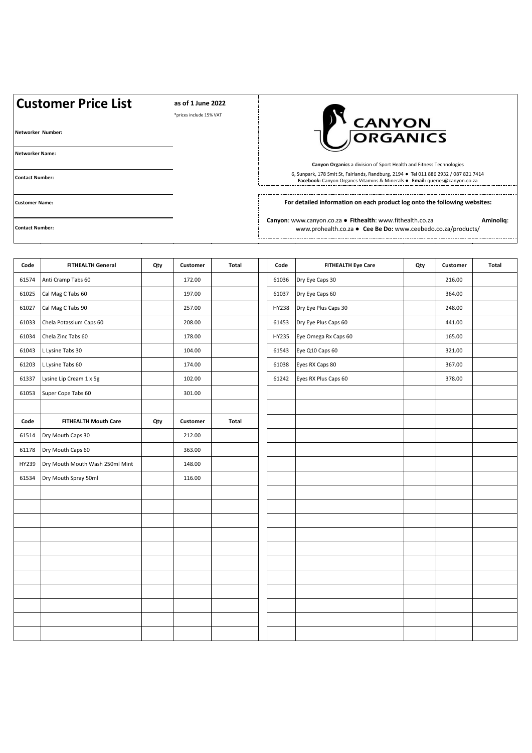# Customer Price List

**as of 1 June 2022**

*prices include 15% VAT

**Networker Number:**

**Networker Name:**

**Contact Number:**

**Customer Name:**

**Contact Number:**

# CANYON ORGANICS

**Canyon Organics** a division of Sport Health and Fitness Technologies

6, Sunpark, 178 Smit St, Fairlands, Randburg, 2194 ● Tel 011 886 2932 / 087 821 7414
**Facebook:** Canyon Organcs Vitamins & Minerals ● **Email:** queries@canyon.co.za

**For detailed information on each product log onto the following websites:**

**Canyon**: www.canyon.co.za ● **Fithealth**: www.fithealth.co.za **Aminoliq**: www.prohealth.co.za ● **Cee Be Do:** www.ceebedo.co.za/products/

| Code | FITHEALTH General | Qty | Customer | Total |
|---|---|---|---|---|
| 61574 | Anti Cramp Tabs 60 | | 172.00 | |
| 61025 | Cal Mag C Tabs 60 | | 197.00 | |
| 61027 | Cal Mag C Tabs 90 | | 257.00 | |
| 61033 | Chela Potassium Caps 60 | | 208.00 | |
| 61034 | Chela Zinc Tabs 60 | | 178.00 | |
| 61043 | L Lysine Tabs 30 | | 104.00 | |
| 61203 | L Lysine Tabs 60 | | 174.00 | |
| 61337 | Lysine Lip Cream 1 x 5g | | 102.00 | |
| 61053 | Super Cope Tabs 60 | | 301.00 | |

| Code | FITHEALTH Mouth Care | Qty | Customer | Total |
|---|---|---|---|---|
| 61514 | Dry Mouth Caps 30 | | 212.00 | |
| 61178 | Dry Mouth Caps 60 | | 363.00 | |
| HY239 | Dry Mouth Mouth Wash 250ml Mint | | 148.00 | |
| 61534 | Dry Mouth Spray 50ml | | 116.00 | |

| Code | FITHEALTH Eye Care | Qty | Customer | Total |
|---|---|---|---|---|
| 61036 | Dry Eye Caps 30 | | 216.00 | |
| 61037 | Dry Eye Caps 60 | | 364.00 | |
| HY238 | Dry Eye Plus Caps 30 | | 248.00 | |
| 61453 | Dry Eye Plus Caps 60 | | 441.00 | |
| HY235 | Eye Omega Rx Caps 60 | | 165.00 | |
| 61543 | Eye Q10 Caps 60 | | 321.00 | |
| 61038 | Eyes RX Caps 80 | | 367.00 | |
| 61242 | Eyes RX Plus Caps 60 | | 378.00 | |